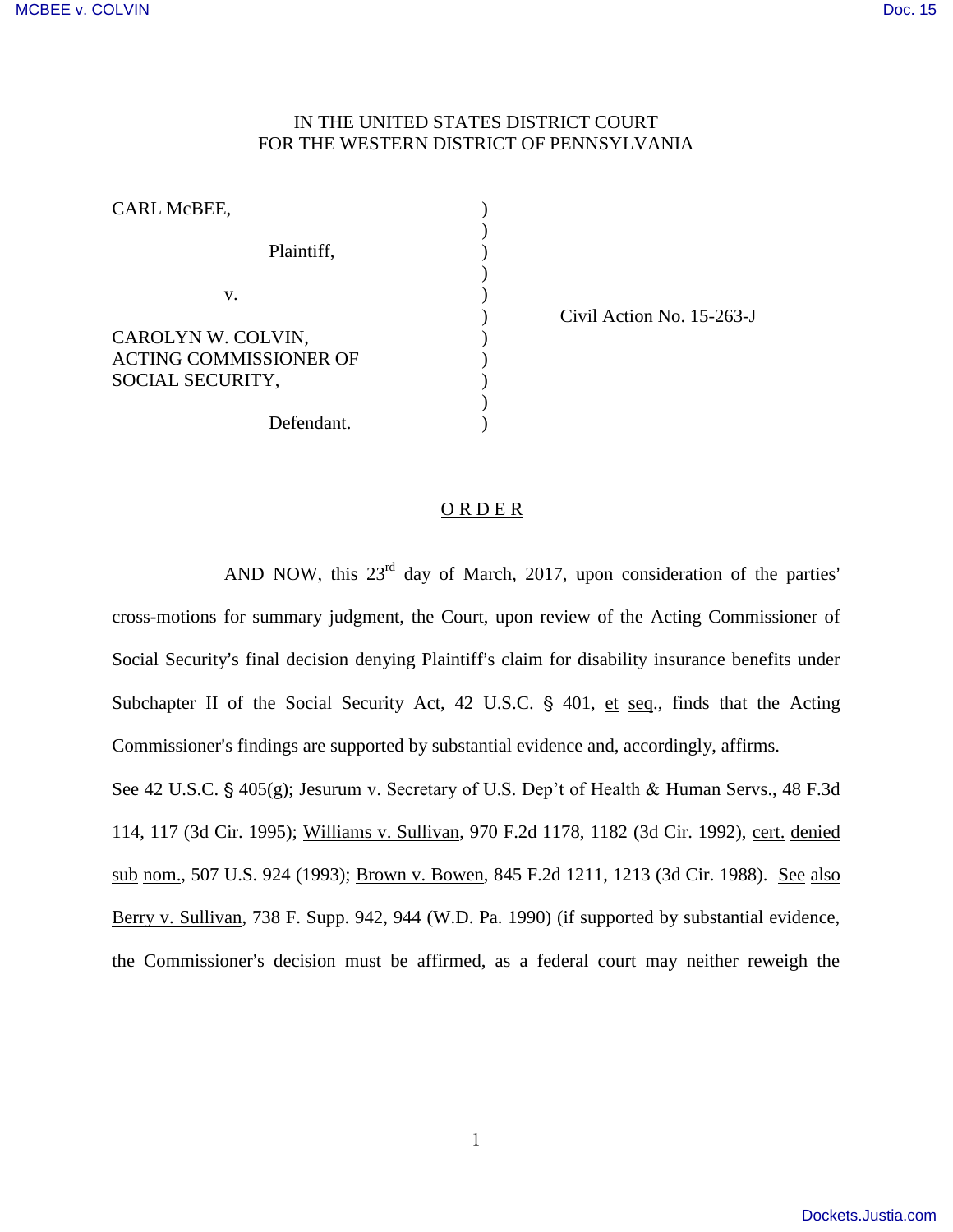IN THE UNITED STATES DISTRICT COURT
FOR THE WESTERN DISTRICT OF PENNSYLVANIA

| | | |
|---|---|---|
| CARL McBEE, | ) | |
| Plaintiff, | ) | |
| v. | ) | Civil Action No. 15-263-J |
| CAROLYN W. COLVIN, ACTING COMMISSIONER OF SOCIAL SECURITY, | ) | |
| Defendant. | ) | |

## O R D E R

AND NOW, this 23rd day of March, 2017, upon consideration of the parties' cross-motions for summary judgment, the Court, upon review of the Acting Commissioner of Social Security's final decision denying Plaintiff's claim for disability insurance benefits under Subchapter II of the Social Security Act, 42 U.S.C. § 401, et seq., finds that the Acting Commissioner's findings are supported by substantial evidence and, accordingly, affirms. See 42 U.S.C. § 405(g); Jesurum v. Secretary of U.S. Dep't of Health & Human Servs., 48 F.3d 114, 117 (3d Cir. 1995); Williams v. Sullivan, 970 F.2d 1178, 1182 (3d Cir. 1992), cert. denied sub nom., 507 U.S. 924 (1993); Brown v. Bowen, 845 F.2d 1211, 1213 (3d Cir. 1988). See also Berry v. Sullivan, 738 F. Supp. 942, 944 (W.D. Pa. 1990) (if supported by substantial evidence, the Commissioner's decision must be affirmed, as a federal court may neither reweigh the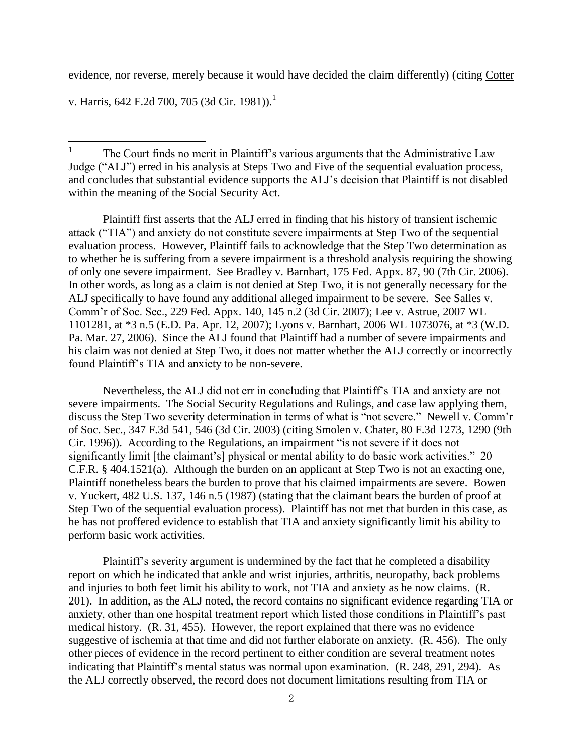evidence, nor reverse, merely because it would have decided the claim differently) (citing Cotter v. Harris, 642 F.2d 700, 705 (3d Cir. 1981)).[1]

---

[1] The Court finds no merit in Plaintiff's various arguments that the Administrative Law Judge ("ALJ") erred in his analysis at Steps Two and Five of the sequential evaluation process, and concludes that substantial evidence supports the ALJ's decision that Plaintiff is not disabled within the meaning of the Social Security Act.

Plaintiff first asserts that the ALJ erred in finding that his history of transient ischemic attack ("TIA") and anxiety do not constitute severe impairments at Step Two of the sequential evaluation process. However, Plaintiff fails to acknowledge that the Step Two determination as to whether he is suffering from a severe impairment is a threshold analysis requiring the showing of only one severe impairment. See Bradley v. Barnhart, 175 Fed. Appx. 87, 90 (7th Cir. 2006). In other words, as long as a claim is not denied at Step Two, it is not generally necessary for the ALJ specifically to have found any additional alleged impairment to be severe. See Salles v. Comm'r of Soc. Sec., 229 Fed. Appx. 140, 145 n.2 (3d Cir. 2007); Lee v. Astrue, 2007 WL 1101281, at *3 n.5 (E.D. Pa. Apr. 12, 2007); Lyons v. Barnhart, 2006 WL 1073076, at *3 (W.D. Pa. Mar. 27, 2006). Since the ALJ found that Plaintiff had a number of severe impairments and his claim was not denied at Step Two, it does not matter whether the ALJ correctly or incorrectly found Plaintiff's TIA and anxiety to be non-severe.

Nevertheless, the ALJ did not err in concluding that Plaintiff's TIA and anxiety are not severe impairments. The Social Security Regulations and Rulings, and case law applying them, discuss the Step Two severity determination in terms of what is "not severe." Newell v. Comm'r of Soc. Sec., 347 F.3d 541, 546 (3d Cir. 2003) (citing Smolen v. Chater, 80 F.3d 1273, 1290 (9th Cir. 1996)). According to the Regulations, an impairment "is not severe if it does not significantly limit [the claimant's] physical or mental ability to do basic work activities." 20 C.F.R. § 404.1521(a). Although the burden on an applicant at Step Two is not an exacting one, Plaintiff nonetheless bears the burden to prove that his claimed impairments are severe. Bowen v. Yuckert, 482 U.S. 137, 146 n.5 (1987) (stating that the claimant bears the burden of proof at Step Two of the sequential evaluation process). Plaintiff has not met that burden in this case, as he has not proffered evidence to establish that TIA and anxiety significantly limit his ability to perform basic work activities.

Plaintiff's severity argument is undermined by the fact that he completed a disability report on which he indicated that ankle and wrist injuries, arthritis, neuropathy, back problems and injuries to both feet limit his ability to work, not TIA and anxiety as he now claims. (R. 201). In addition, as the ALJ noted, the record contains no significant evidence regarding TIA or anxiety, other than one hospital treatment report which listed those conditions in Plaintiff's past medical history. (R. 31, 455). However, the report explained that there was no evidence suggestive of ischemia at that time and did not further elaborate on anxiety. (R. 456). The only other pieces of evidence in the record pertinent to either condition are several treatment notes indicating that Plaintiff's mental status was normal upon examination. (R. 248, 291, 294). As the ALJ correctly observed, the record does not document limitations resulting from TIA or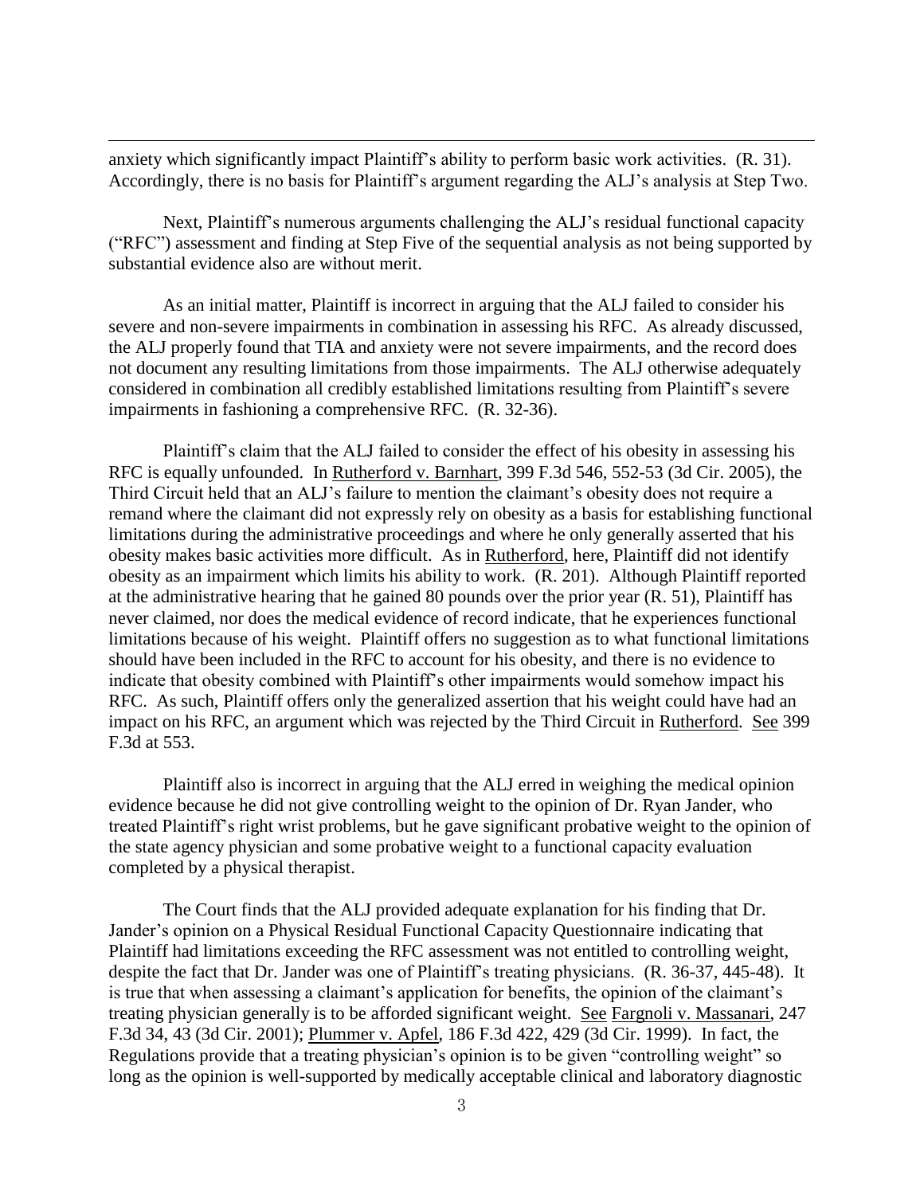anxiety which significantly impact Plaintiff's ability to perform basic work activities. (R. 31). Accordingly, there is no basis for Plaintiff's argument regarding the ALJ's analysis at Step Two.

Next, Plaintiff's numerous arguments challenging the ALJ's residual functional capacity ("RFC") assessment and finding at Step Five of the sequential analysis as not being supported by substantial evidence also are without merit.

As an initial matter, Plaintiff is incorrect in arguing that the ALJ failed to consider his severe and non-severe impairments in combination in assessing his RFC. As already discussed, the ALJ properly found that TIA and anxiety were not severe impairments, and the record does not document any resulting limitations from those impairments. The ALJ otherwise adequately considered in combination all credibly established limitations resulting from Plaintiff's severe impairments in fashioning a comprehensive RFC. (R. 32-36).

Plaintiff's claim that the ALJ failed to consider the effect of his obesity in assessing his RFC is equally unfounded. In Rutherford v. Barnhart, 399 F.3d 546, 552-53 (3d Cir. 2005), the Third Circuit held that an ALJ's failure to mention the claimant's obesity does not require a remand where the claimant did not expressly rely on obesity as a basis for establishing functional limitations during the administrative proceedings and where he only generally asserted that his obesity makes basic activities more difficult. As in Rutherford, here, Plaintiff did not identify obesity as an impairment which limits his ability to work. (R. 201). Although Plaintiff reported at the administrative hearing that he gained 80 pounds over the prior year (R. 51), Plaintiff has never claimed, nor does the medical evidence of record indicate, that he experiences functional limitations because of his weight. Plaintiff offers no suggestion as to what functional limitations should have been included in the RFC to account for his obesity, and there is no evidence to indicate that obesity combined with Plaintiff's other impairments would somehow impact his RFC. As such, Plaintiff offers only the generalized assertion that his weight could have had an impact on his RFC, an argument which was rejected by the Third Circuit in Rutherford. See 399 F.3d at 553.

Plaintiff also is incorrect in arguing that the ALJ erred in weighing the medical opinion evidence because he did not give controlling weight to the opinion of Dr. Ryan Jander, who treated Plaintiff's right wrist problems, but he gave significant probative weight to the opinion of the state agency physician and some probative weight to a functional capacity evaluation completed by a physical therapist.

The Court finds that the ALJ provided adequate explanation for his finding that Dr. Jander's opinion on a Physical Residual Functional Capacity Questionnaire indicating that Plaintiff had limitations exceeding the RFC assessment was not entitled to controlling weight, despite the fact that Dr. Jander was one of Plaintiff's treating physicians. (R. 36-37, 445-48). It is true that when assessing a claimant's application for benefits, the opinion of the claimant's treating physician generally is to be afforded significant weight. See Fargnoli v. Massanari, 247 F.3d 34, 43 (3d Cir. 2001); Plummer v. Apfel, 186 F.3d 422, 429 (3d Cir. 1999). In fact, the Regulations provide that a treating physician's opinion is to be given "controlling weight" so long as the opinion is well-supported by medically acceptable clinical and laboratory diagnostic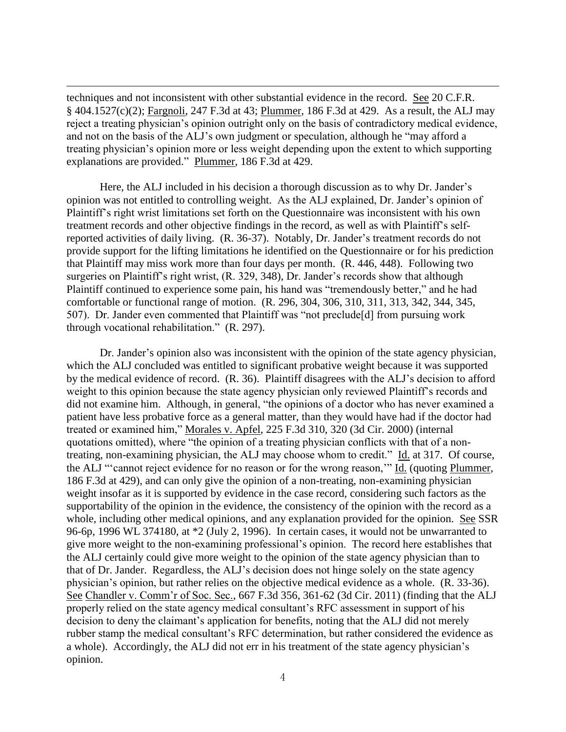techniques and not inconsistent with other substantial evidence in the record. See 20 C.F.R. § 404.1527(c)(2); Fargnoli, 247 F.3d at 43; Plummer, 186 F.3d at 429. As a result, the ALJ may reject a treating physician's opinion outright only on the basis of contradictory medical evidence, and not on the basis of the ALJ's own judgment or speculation, although he "may afford a treating physician's opinion more or less weight depending upon the extent to which supporting explanations are provided." Plummer, 186 F.3d at 429.

Here, the ALJ included in his decision a thorough discussion as to why Dr. Jander's opinion was not entitled to controlling weight. As the ALJ explained, Dr. Jander's opinion of Plaintiff's right wrist limitations set forth on the Questionnaire was inconsistent with his own treatment records and other objective findings in the record, as well as with Plaintiff's self-reported activities of daily living. (R. 36-37). Notably, Dr. Jander's treatment records do not provide support for the lifting limitations he identified on the Questionnaire or for his prediction that Plaintiff may miss work more than four days per month. (R. 446, 448). Following two surgeries on Plaintiff's right wrist, (R. 329, 348), Dr. Jander's records show that although Plaintiff continued to experience some pain, his hand was "tremendously better," and he had comfortable or functional range of motion. (R. 296, 304, 306, 310, 311, 313, 342, 344, 345, 507). Dr. Jander even commented that Plaintiff was "not preclude[d] from pursuing work through vocational rehabilitation." (R. 297).

Dr. Jander's opinion also was inconsistent with the opinion of the state agency physician, which the ALJ concluded was entitled to significant probative weight because it was supported by the medical evidence of record. (R. 36). Plaintiff disagrees with the ALJ's decision to afford weight to this opinion because the state agency physician only reviewed Plaintiff's records and did not examine him. Although, in general, "the opinions of a doctor who has never examined a patient have less probative force as a general matter, than they would have had if the doctor had treated or examined him," Morales v. Apfel, 225 F.3d 310, 320 (3d Cir. 2000) (internal quotations omitted), where "the opinion of a treating physician conflicts with that of a non-treating, non-examining physician, the ALJ may choose whom to credit." Id. at 317. Of course, the ALJ "'cannot reject evidence for no reason or for the wrong reason,'" Id. (quoting Plummer, 186 F.3d at 429), and can only give the opinion of a non-treating, non-examining physician weight insofar as it is supported by evidence in the case record, considering such factors as the supportability of the opinion in the evidence, the consistency of the opinion with the record as a whole, including other medical opinions, and any explanation provided for the opinion. See SSR 96-6p, 1996 WL 374180, at *2 (July 2, 1996). In certain cases, it would not be unwarranted to give more weight to the non-examining professional's opinion. The record here establishes that the ALJ certainly could give more weight to the opinion of the state agency physician than to that of Dr. Jander. Regardless, the ALJ's decision does not hinge solely on the state agency physician's opinion, but rather relies on the objective medical evidence as a whole. (R. 33-36). See Chandler v. Comm'r of Soc. Sec., 667 F.3d 356, 361-62 (3d Cir. 2011) (finding that the ALJ properly relied on the state agency medical consultant's RFC assessment in support of his decision to deny the claimant's application for benefits, noting that the ALJ did not merely rubber stamp the medical consultant's RFC determination, but rather considered the evidence as a whole). Accordingly, the ALJ did not err in his treatment of the state agency physician's opinion.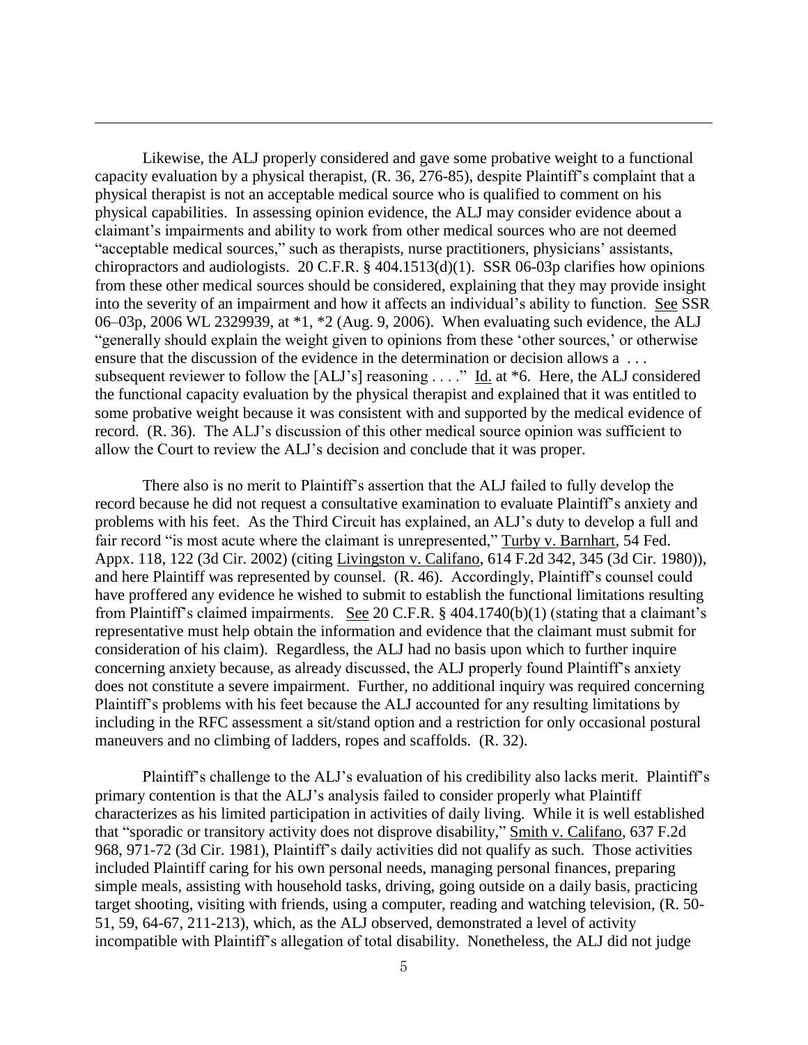Likewise, the ALJ properly considered and gave some probative weight to a functional capacity evaluation by a physical therapist, (R. 36, 276-85), despite Plaintiff's complaint that a physical therapist is not an acceptable medical source who is qualified to comment on his physical capabilities. In assessing opinion evidence, the ALJ may consider evidence about a claimant's impairments and ability to work from other medical sources who are not deemed "acceptable medical sources," such as therapists, nurse practitioners, physicians' assistants, chiropractors and audiologists. 20 C.F.R. § 404.1513(d)(1). SSR 06-03p clarifies how opinions from these other medical sources should be considered, explaining that they may provide insight into the severity of an impairment and how it affects an individual's ability to function. See SSR 06–03p, 2006 WL 2329939, at *1, *2 (Aug. 9, 2006). When evaluating such evidence, the ALJ "generally should explain the weight given to opinions from these 'other sources,' or otherwise ensure that the discussion of the evidence in the determination or decision allows a . . . subsequent reviewer to follow the [ALJ's] reasoning . . . ." Id. at *6. Here, the ALJ considered the functional capacity evaluation by the physical therapist and explained that it was entitled to some probative weight because it was consistent with and supported by the medical evidence of record. (R. 36). The ALJ's discussion of this other medical source opinion was sufficient to allow the Court to review the ALJ's decision and conclude that it was proper.

There also is no merit to Plaintiff's assertion that the ALJ failed to fully develop the record because he did not request a consultative examination to evaluate Plaintiff's anxiety and problems with his feet. As the Third Circuit has explained, an ALJ's duty to develop a full and fair record "is most acute where the claimant is unrepresented," Turby v. Barnhart, 54 Fed. Appx. 118, 122 (3d Cir. 2002) (citing Livingston v. Califano, 614 F.2d 342, 345 (3d Cir. 1980)), and here Plaintiff was represented by counsel. (R. 46). Accordingly, Plaintiff's counsel could have proffered any evidence he wished to submit to establish the functional limitations resulting from Plaintiff's claimed impairments. See 20 C.F.R. § 404.1740(b)(1) (stating that a claimant's representative must help obtain the information and evidence that the claimant must submit for consideration of his claim). Regardless, the ALJ had no basis upon which to further inquire concerning anxiety because, as already discussed, the ALJ properly found Plaintiff's anxiety does not constitute a severe impairment. Further, no additional inquiry was required concerning Plaintiff's problems with his feet because the ALJ accounted for any resulting limitations by including in the RFC assessment a sit/stand option and a restriction for only occasional postural maneuvers and no climbing of ladders, ropes and scaffolds. (R. 32).

Plaintiff's challenge to the ALJ's evaluation of his credibility also lacks merit. Plaintiff's primary contention is that the ALJ's analysis failed to consider properly what Plaintiff characterizes as his limited participation in activities of daily living. While it is well established that "sporadic or transitory activity does not disprove disability," Smith v. Califano, 637 F.2d 968, 971-72 (3d Cir. 1981), Plaintiff's daily activities did not qualify as such. Those activities included Plaintiff caring for his own personal needs, managing personal finances, preparing simple meals, assisting with household tasks, driving, going outside on a daily basis, practicing target shooting, visiting with friends, using a computer, reading and watching television, (R. 50-51, 59, 64-67, 211-213), which, as the ALJ observed, demonstrated a level of activity incompatible with Plaintiff's allegation of total disability. Nonetheless, the ALJ did not judge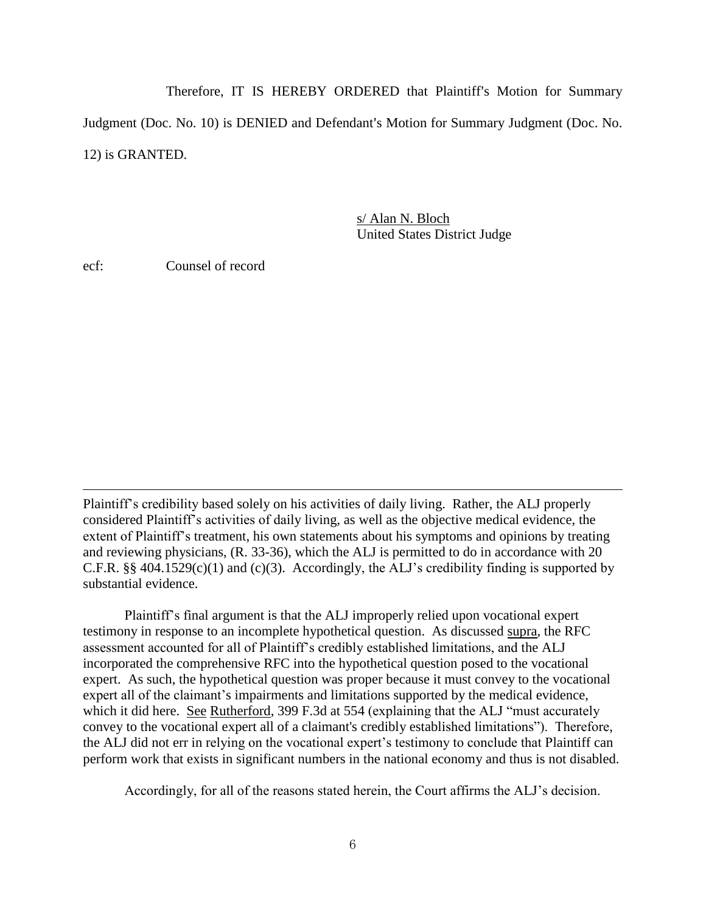Therefore, IT IS HEREBY ORDERED that Plaintiff's Motion for Summary Judgment (Doc. No. 10) is DENIED and Defendant's Motion for Summary Judgment (Doc. No. 12) is GRANTED.

s/ Alan N. Bloch
United States District Judge

ecf: Counsel of record

---

Plaintiff's credibility based solely on his activities of daily living. Rather, the ALJ properly considered Plaintiff's activities of daily living, as well as the objective medical evidence, the extent of Plaintiff's treatment, his own statements about his symptoms and opinions by treating and reviewing physicians, (R. 33-36), which the ALJ is permitted to do in accordance with 20 C.F.R. §§ 404.1529(c)(1) and (c)(3). Accordingly, the ALJ's credibility finding is supported by substantial evidence.

Plaintiff's final argument is that the ALJ improperly relied upon vocational expert testimony in response to an incomplete hypothetical question. As discussed supra, the RFC assessment accounted for all of Plaintiff's credibly established limitations, and the ALJ incorporated the comprehensive RFC into the hypothetical question posed to the vocational expert. As such, the hypothetical question was proper because it must convey to the vocational expert all of the claimant's impairments and limitations supported by the medical evidence, which it did here. See Rutherford, 399 F.3d at 554 (explaining that the ALJ "must accurately convey to the vocational expert all of a claimant's credibly established limitations"). Therefore, the ALJ did not err in relying on the vocational expert's testimony to conclude that Plaintiff can perform work that exists in significant numbers in the national economy and thus is not disabled.

Accordingly, for all of the reasons stated herein, the Court affirms the ALJ's decision.